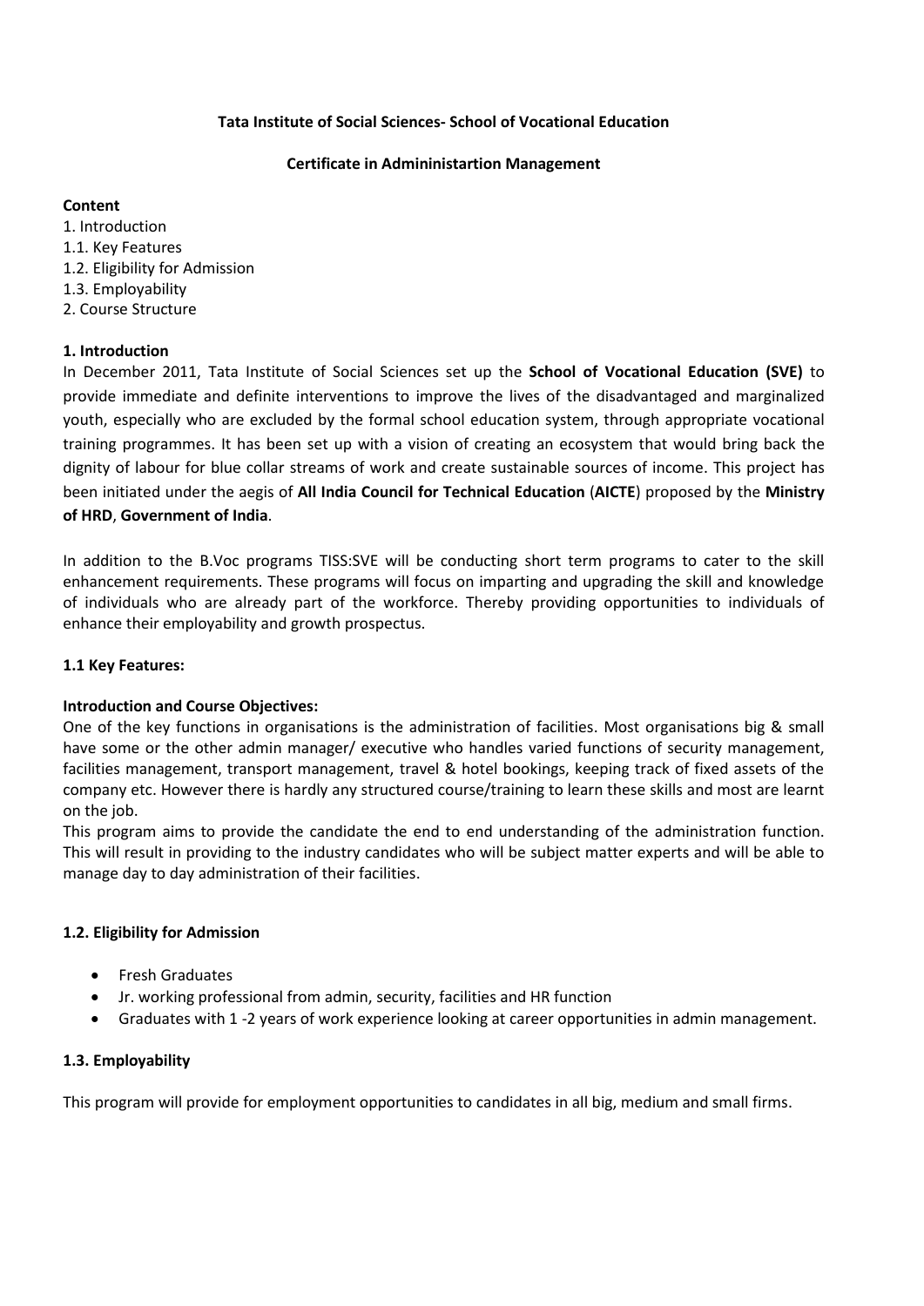**Tata Institute of Social Sciences- School of Vocational Education**

**Certificate in Admininistartion Management**

**Content**

1. Introduction
1.1. Key Features
1.2. Eligibility for Admission
1.3. Employability
2. Course Structure

## 1. Introduction

In December 2011, Tata Institute of Social Sciences set up the **School of Vocational Education (SVE)** to provide immediate and definite interventions to improve the lives of the disadvantaged and marginalized youth, especially who are excluded by the formal school education system, through appropriate vocational training programmes. It has been set up with a vision of creating an ecosystem that would bring back the dignity of labour for blue collar streams of work and create sustainable sources of income. This project has been initiated under the aegis of **All India Council for Technical Education** (**AICTE**) proposed by the **Ministry of HRD**, **Government of India**.

In addition to the B.Voc programs TISS:SVE will be conducting short term programs to cater to the skill enhancement requirements. These programs will focus on imparting and upgrading the skill and knowledge of individuals who are already part of the workforce. Thereby providing opportunities to individuals of enhance their employability and growth prospectus.

### 1.1 Key Features:

**Introduction and Course Objectives:**

One of the key functions in organisations is the administration of facilities. Most organisations big & small have some or the other admin manager/ executive who handles varied functions of security management, facilities management, transport management, travel & hotel bookings, keeping track of fixed assets of the company etc. However there is hardly any structured course/training to learn these skills and most are learnt on the job.

This program aims to provide the candidate the end to end understanding of the administration function. This will result in providing to the industry candidates who will be subject matter experts and will be able to manage day to day administration of their facilities.

### 1.2. Eligibility for Admission

- Fresh Graduates
- Jr. working professional from admin, security, facilities and HR function
- Graduates with 1 -2 years of work experience looking at career opportunities in admin management.

### 1.3. Employability

This program will provide for employment opportunities to candidates in all big, medium and small firms.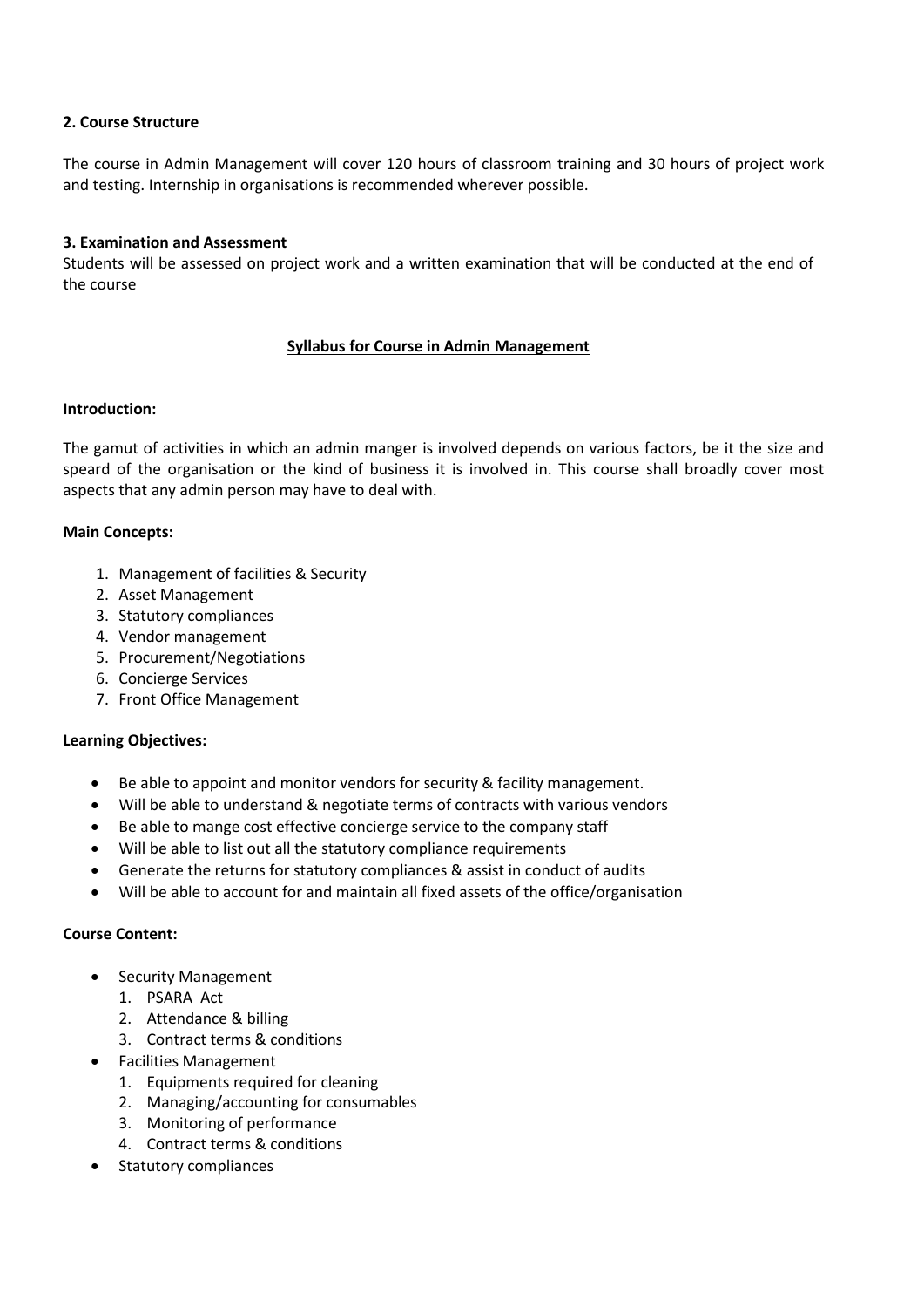**2. Course Structure**

The course in Admin Management will cover 120 hours of classroom training and 30 hours of project work and testing. Internship in organisations is recommended wherever possible.

**3. Examination and Assessment**

Students will be assessed on project work and a written examination that will be conducted at the end of the course

**Syllabus for Course in Admin Management**

**Introduction:**

The gamut of activities in which an admin manger is involved depends on various factors, be it the size and speard of the organisation or the kind of business it is involved in. This course shall broadly cover most aspects that any admin person may have to deal with.

**Main Concepts:**

1. Management of facilities & Security
2. Asset Management
3. Statutory compliances
4. Vendor management
5. Procurement/Negotiations
6. Concierge Services
7. Front Office Management

**Learning Objectives:**

- Be able to appoint and monitor vendors for security & facility management.
- Will be able to understand & negotiate terms of contracts with various vendors
- Be able to mange cost effective concierge service to the company staff
- Will be able to list out all the statutory compliance requirements
- Generate the returns for statutory compliances & assist in conduct of audits
- Will be able to account for and maintain all fixed assets of the office/organisation

**Course Content:**

- Security Management
  1. PSARA Act
  2. Attendance & billing
  3. Contract terms & conditions
- Facilities Management
  1. Equipments required for cleaning
  2. Managing/accounting for consumables
  3. Monitoring of performance
  4. Contract terms & conditions
- Statutory compliances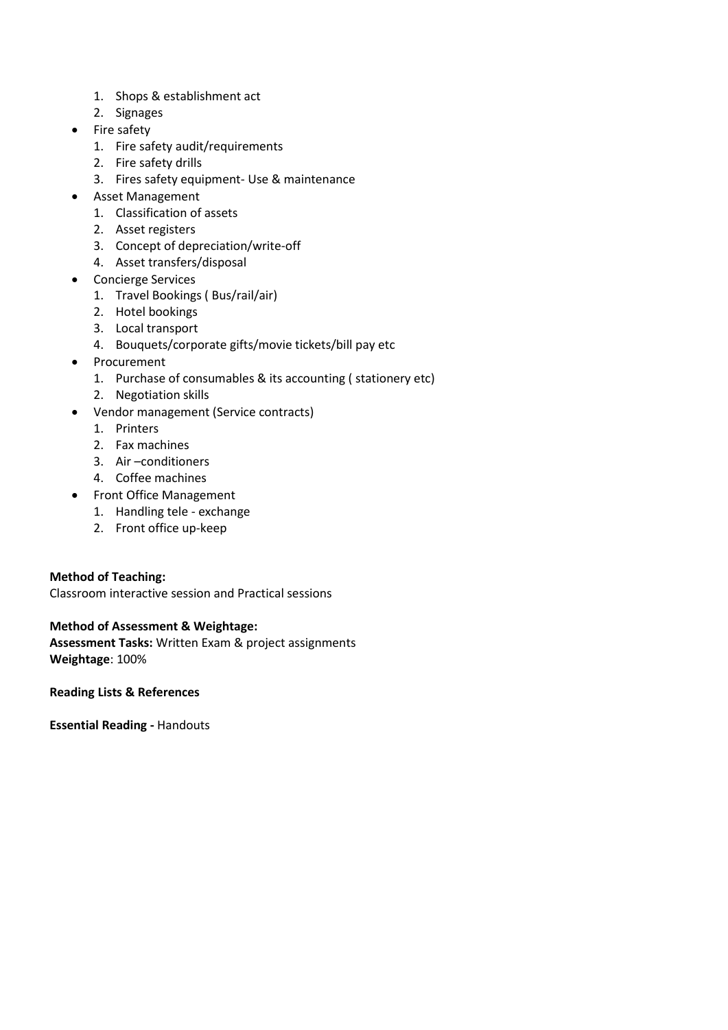1. Shops & establishment act
    2. Signages
- Fire safety
    1. Fire safety audit/requirements
    2. Fire safety drills
    3. Fires safety equipment- Use & maintenance
- Asset Management
    1. Classification of assets
    2. Asset registers
    3. Concept of depreciation/write-off
    4. Asset transfers/disposal
- Concierge Services
    1. Travel Bookings ( Bus/rail/air)
    2. Hotel bookings
    3. Local transport
    4. Bouquets/corporate gifts/movie tickets/bill pay etc
- Procurement
    1. Purchase of consumables & its accounting ( stationery etc)
    2. Negotiation skills
- Vendor management (Service contracts)
    1. Printers
    2. Fax machines
    3. Air –conditioners
    4. Coffee machines
- Front Office Management
    1. Handling tele - exchange
    2. Front office up-keep

**Method of Teaching:**
Classroom interactive session and Practical sessions

**Method of Assessment & Weightage:**
**Assessment Tasks:** Written Exam & project assignments
**Weightage**: 100%

**Reading Lists & References**

**Essential Reading -** Handouts